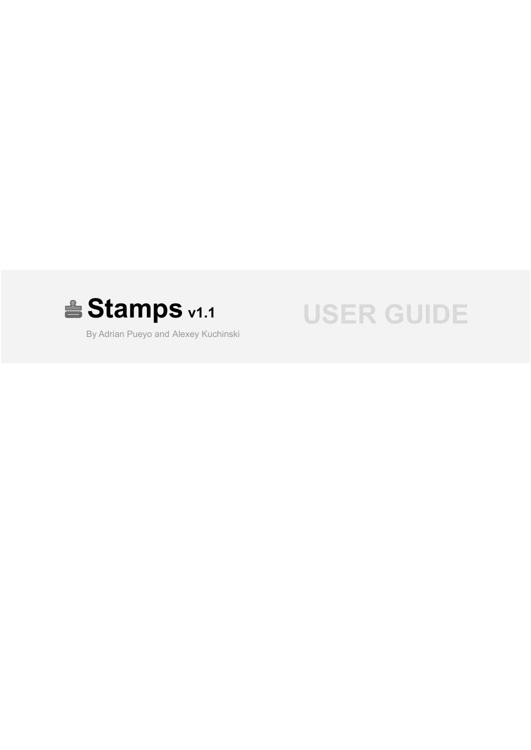# Stamps v1.1

By Adrian Pueyo and Alexey Kuchinski

USER GUIDE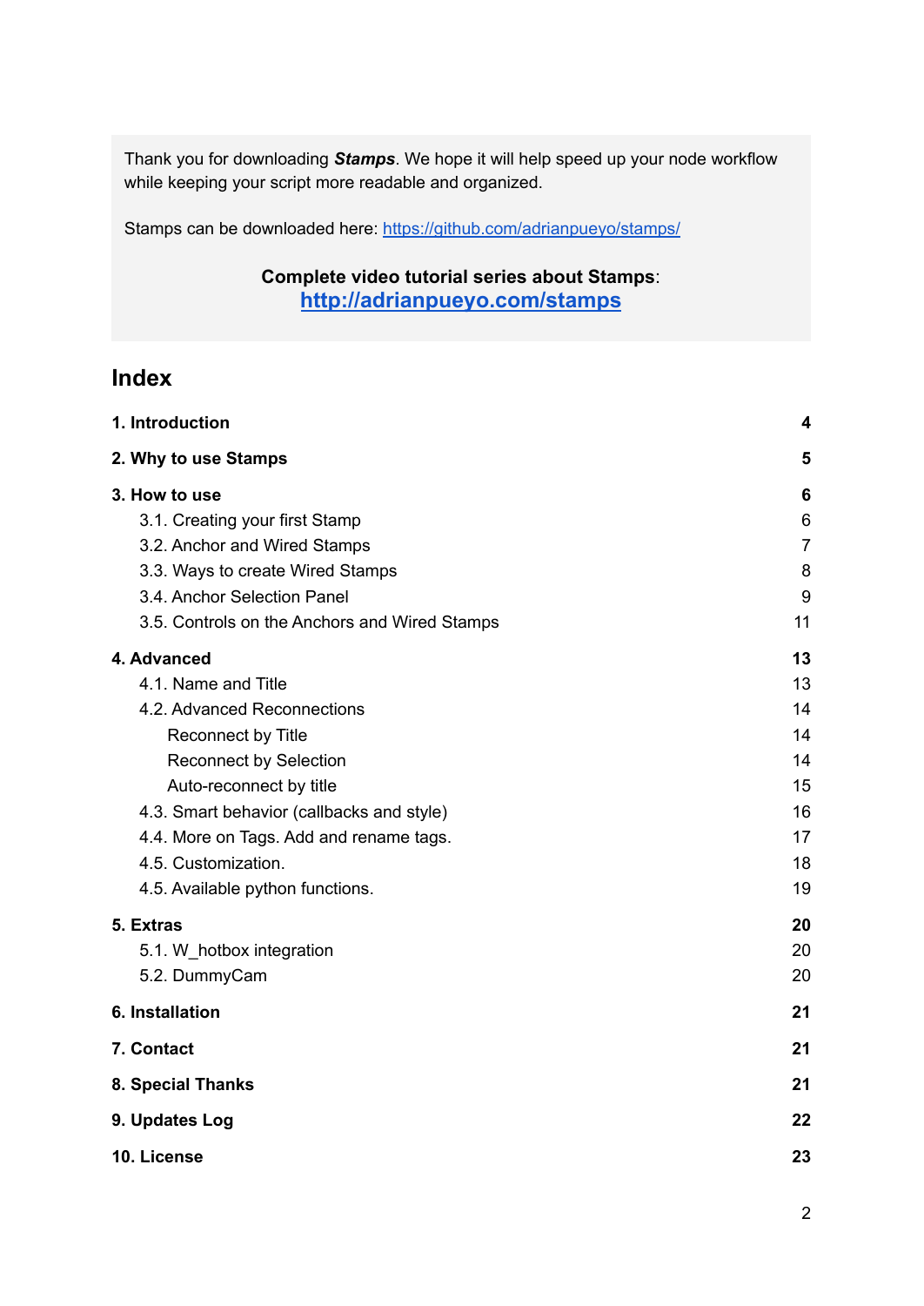Thank you for downloading ***Stamps***. We hope it will help speed up your node workflow while keeping your script more readable and organized.

Stamps can be downloaded here: [https://github.com/adrianpueyo/stamps/](https://github.com/adrianpueyo/stamps/)

**Complete video tutorial series about Stamps**:
**[http://adrianpueyo.com/stamps](http://adrianpueyo.com/stamps)**

## Index

**1. Introduction** **4**

**2. Why to use Stamps** **5**

**3. How to use** **6**
- 3.1. Creating your first Stamp 6
- 3.2. Anchor and Wired Stamps 7
- 3.3. Ways to create Wired Stamps 8
- 3.4. Anchor Selection Panel 9
- 3.5. Controls on the Anchors and Wired Stamps 11

**4. Advanced** **13**
- 4.1. Name and Title 13
- 4.2. Advanced Reconnections 14
  - Reconnect by Title 14
  - Reconnect by Selection 14
  - Auto-reconnect by title 15
- 4.3. Smart behavior (callbacks and style) 16
- 4.4. More on Tags. Add and rename tags. 17
- 4.5. Customization. 18
- 4.5. Available python functions. 19

**5. Extras** **20**
- 5.1. W_hotbox integration 20
- 5.2. DummyCam 20

**6. Installation** **21**

**7. Contact** **21**

**8. Special Thanks** **21**

**9. Updates Log** **22**

**10. License** **23**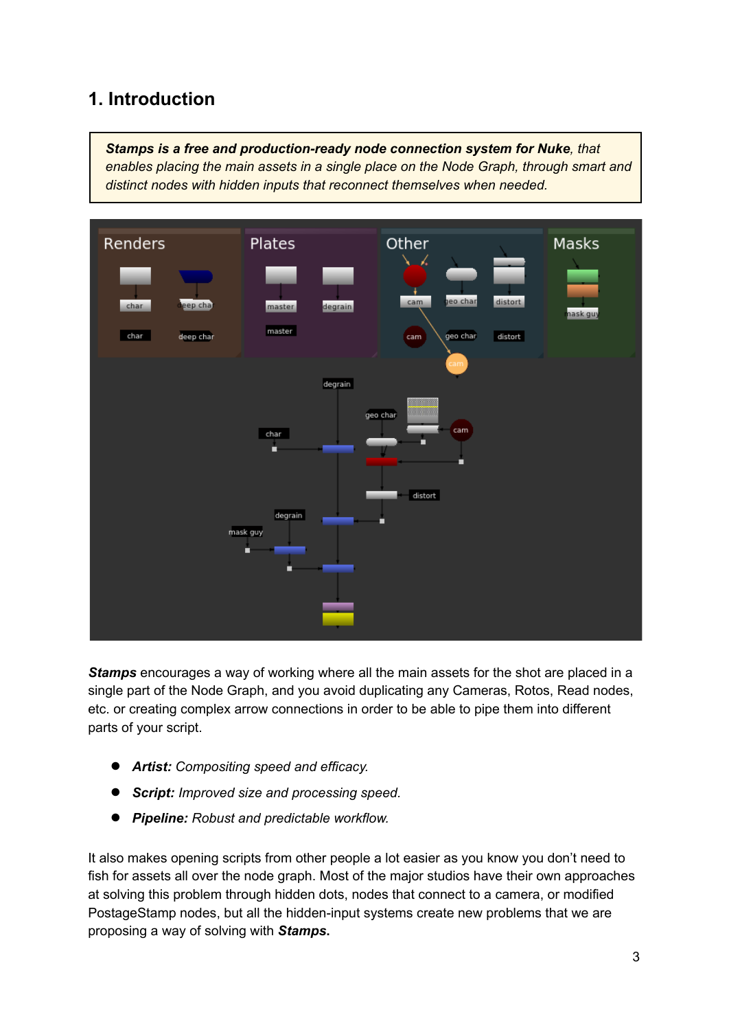# 1. Introduction

> ***Stamps is a free and production-ready node connection system for Nuke**, that enables placing the main assets in a single place on the Node Graph, through smart and distinct nodes with hidden inputs that reconnect themselves when needed.*

***Stamps*** encourages a way of working where all the main assets for the shot are placed in a single part of the Node Graph, and you avoid duplicating any Cameras, Rotos, Read nodes, etc. or creating complex arrow connections in order to be able to pipe them into different parts of your script.

- ***Artist:*** *Compositing speed and efficacy.*
- ***Script:*** *Improved size and processing speed.*
- ***Pipeline:*** *Robust and predictable workflow.*

It also makes opening scripts from other people a lot easier as you know you don't need to fish for assets all over the node graph. Most of the major studios have their own approaches at solving this problem through hidden dots, nodes that connect to a camera, or modified PostageStamp nodes, but all the hidden-input systems create new problems that we are proposing a way of solving with ***Stamps.***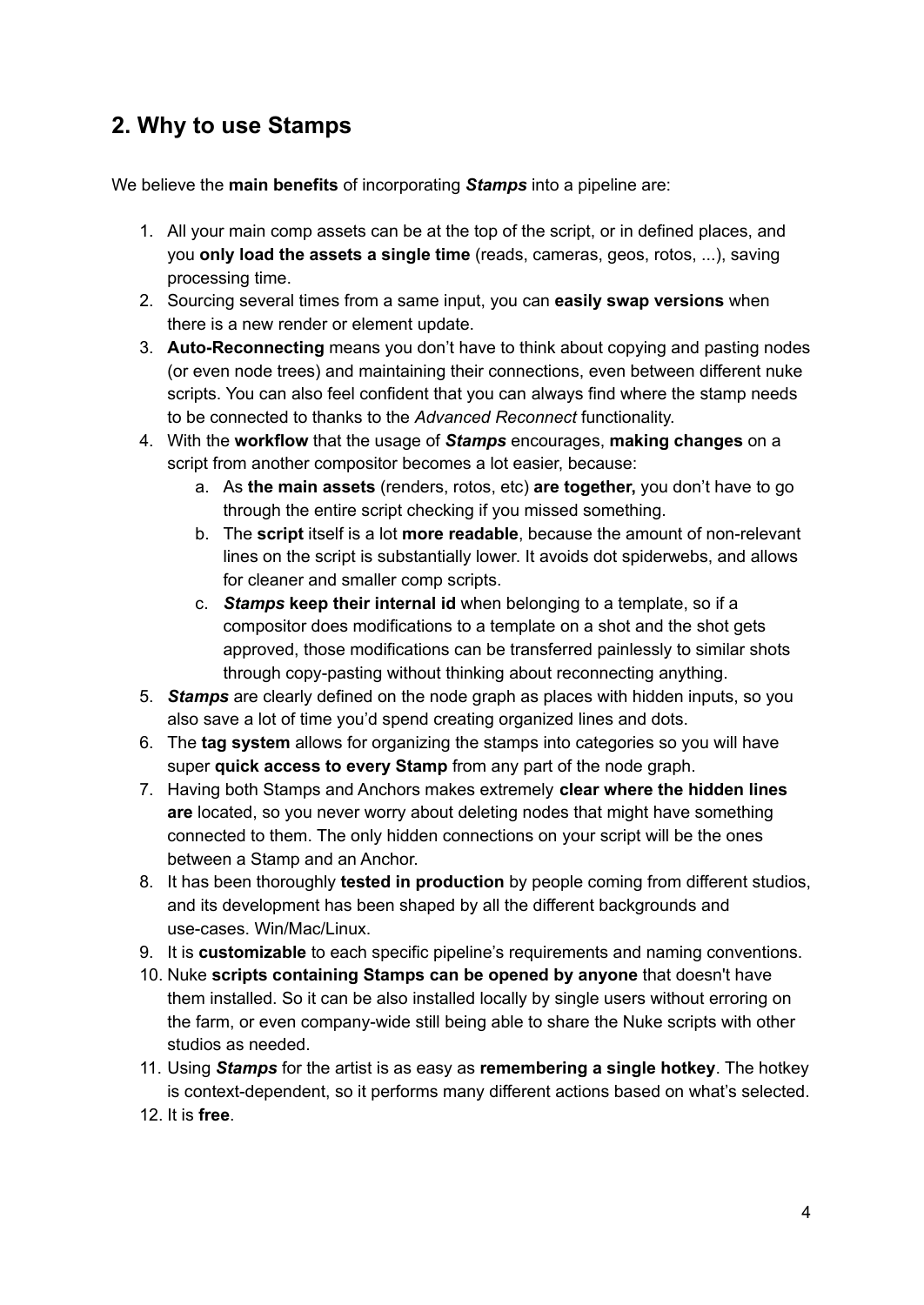## 2. Why to use Stamps

We believe the **main benefits** of incorporating ***Stamps*** into a pipeline are:

1. All your main comp assets can be at the top of the script, or in defined places, and you **only load the assets a single time** (reads, cameras, geos, rotos, ...), saving processing time.
2. Sourcing several times from a same input, you can **easily swap versions** when there is a new render or element update.
3. **Auto-Reconnecting** means you don't have to think about copying and pasting nodes (or even node trees) and maintaining their connections, even between different nuke scripts. You can also feel confident that you can always find where the stamp needs to be connected to thanks to the *Advanced Reconnect* functionality.
4. With the **workflow** that the usage of ***Stamps*** encourages, **making changes** on a script from another compositor becomes a lot easier, because:
   a. As **the main assets** (renders, rotos, etc) **are together,** you don't have to go through the entire script checking if you missed something.
   b. The **script** itself is a lot **more readable**, because the amount of non-relevant lines on the script is substantially lower. It avoids dot spiderwebs, and allows for cleaner and smaller comp scripts.
   c. ***Stamps*** **keep their internal id** when belonging to a template, so if a compositor does modifications to a template on a shot and the shot gets approved, those modifications can be transferred painlessly to similar shots through copy-pasting without thinking about reconnecting anything.
5. ***Stamps*** are clearly defined on the node graph as places with hidden inputs, so you also save a lot of time you'd spend creating organized lines and dots.
6. The **tag system** allows for organizing the stamps into categories so you will have super **quick access to every Stamp** from any part of the node graph.
7. Having both Stamps and Anchors makes extremely **clear where the hidden lines are** located, so you never worry about deleting nodes that might have something connected to them. The only hidden connections on your script will be the ones between a Stamp and an Anchor.
8. It has been thoroughly **tested in production** by people coming from different studios, and its development has been shaped by all the different backgrounds and use-cases. Win/Mac/Linux.
9. It is **customizable** to each specific pipeline's requirements and naming conventions.
10. Nuke **scripts containing Stamps can be opened by anyone** that doesn't have them installed. So it can be also installed locally by single users without erroring on the farm, or even company-wide still being able to share the Nuke scripts with other studios as needed.
11. Using ***Stamps*** for the artist is as easy as **remembering a single hotkey**. The hotkey is context-dependent, so it performs many different actions based on what's selected.
12. It is **free**.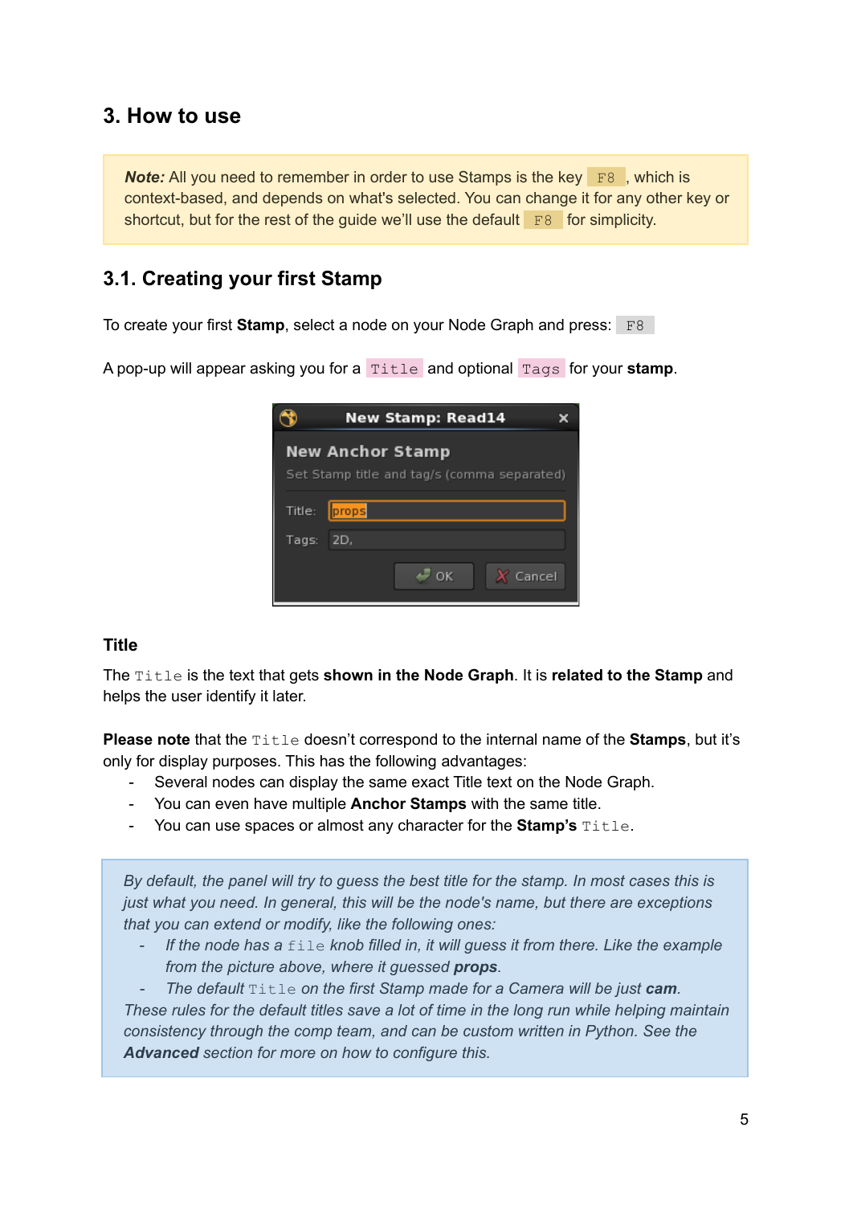## 3. How to use

> ***Note:*** All you need to remember in order to use Stamps is the key `F8`, which is context-based, and depends on what's selected. You can change it for any other key or shortcut, but for the rest of the guide we'll use the default `F8` for simplicity.

### 3.1. Creating your first Stamp

To create your first **Stamp**, select a node on your Node Graph and press: `F8`

A pop-up will appear asking you for a `Title` and optional `Tags` for your **stamp**.

#### Title

The `Title` is the text that gets **shown in the Node Graph**. It is **related to the Stamp** and helps the user identify it later.

**Please note** that the `Title` doesn't correspond to the internal name of the **Stamps**, but it's only for display purposes. This has the following advantages:

- Several nodes can display the same exact Title text on the Node Graph.
- You can even have multiple **Anchor Stamps** with the same title.
- You can use spaces or almost any character for the **Stamp's** `Title`.

> *By default, the panel will try to guess the best title for the stamp. In most cases this is just what you need. In general, this will be the node's name, but there are exceptions that you can extend or modify, like the following ones:*
> - *If the node has a* `file` *knob filled in, it will guess it from there. Like the example from the picture above, where it guessed **props**.*
> - *The default* `Title` *on the first Stamp made for a Camera will be just **cam**.*
>
> *These rules for the default titles save a lot of time in the long run while helping maintain consistency through the comp team, and can be custom written in Python. See the **Advanced** section for more on how to configure this.*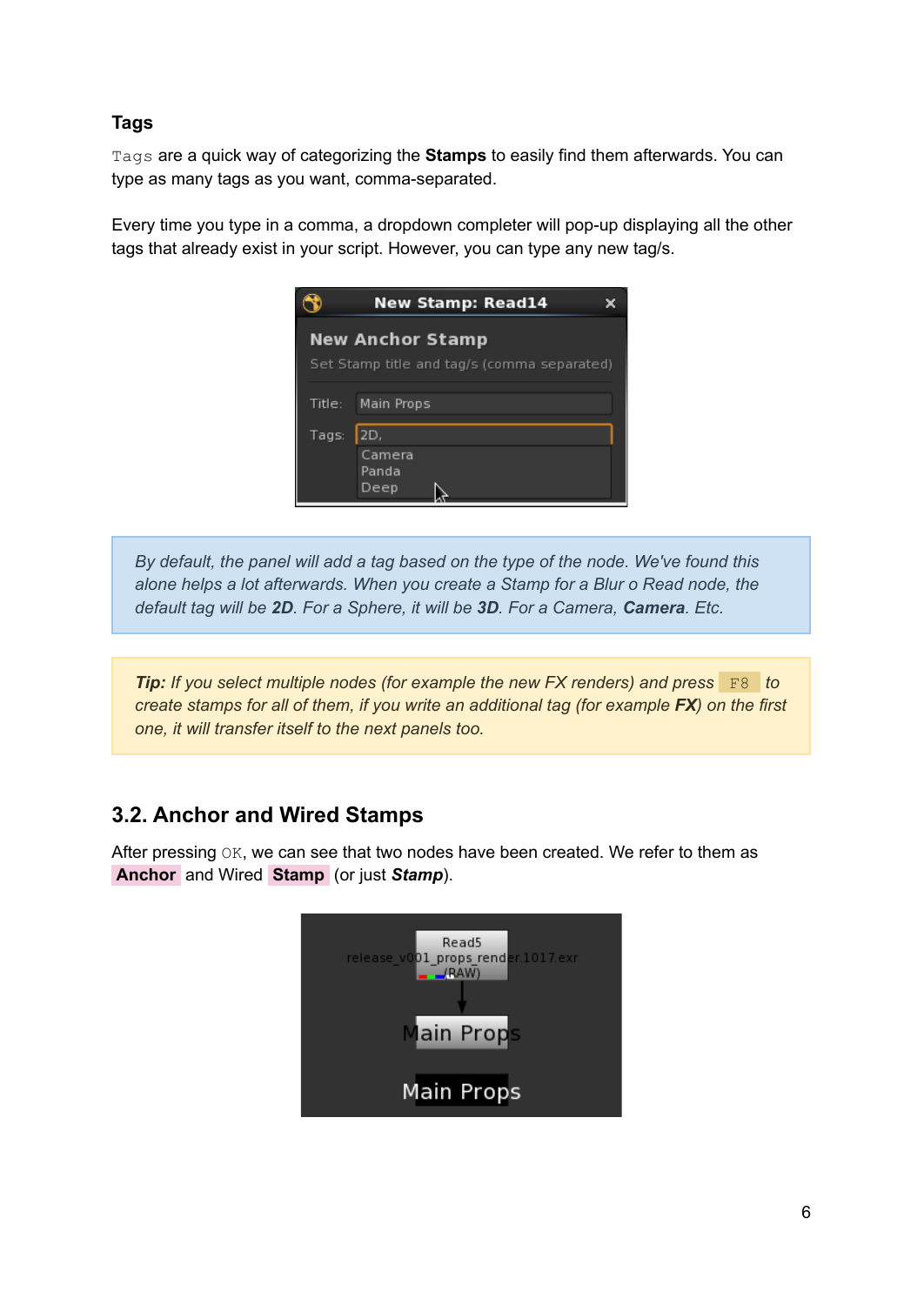### Tags

`Tags` are a quick way of categorizing the **Stamps** to easily find them afterwards. You can type as many tags as you want, comma-separated.

Every time you type in a comma, a dropdown completer will pop-up displaying all the other tags that already exist in your script. However, you can type any new tag/s.

> *By default, the panel will add a tag based on the type of the node. We've found this alone helps a lot afterwards. When you create a Stamp for a Blur o Read node, the default tag will be* ***2D****. For a Sphere, it will be* ***3D****. For a Camera,* ***Camera****. Etc.*

> ***Tip:*** *If you select multiple nodes (for example the new FX renders) and press* `F8` *to create stamps for all of them, if you write an additional tag (for example* ***FX****) on the first one, it will transfer itself to the next panels too.*

## 3.2. Anchor and Wired Stamps

After pressing `OK`, we can see that two nodes have been created. We refer to them as **Anchor** and Wired **Stamp** (or just ***Stamp***).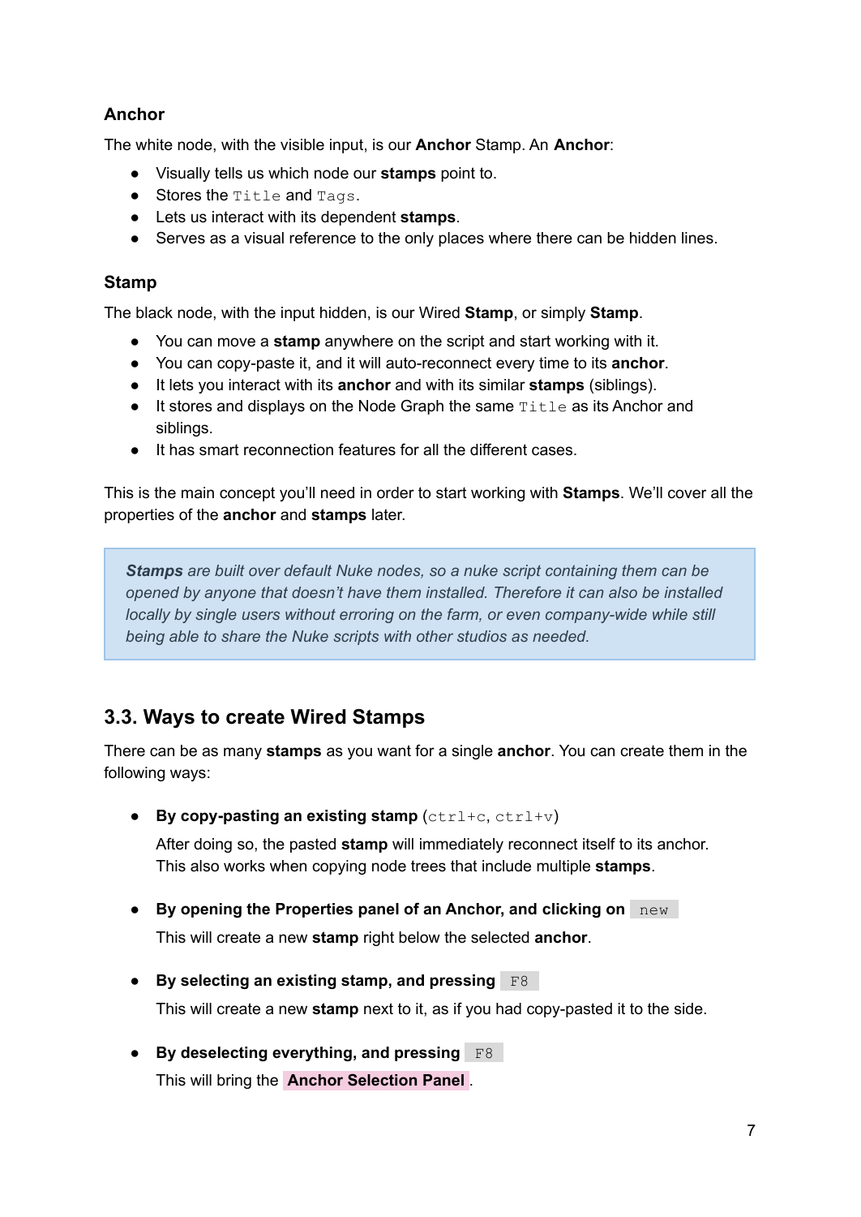### Anchor

The white node, with the visible input, is our **Anchor** Stamp. An **Anchor**:

- Visually tells us which node our **stamps** point to.
- Stores the `Title` and `Tags`.
- Lets us interact with its dependent **stamps**.
- Serves as a visual reference to the only places where there can be hidden lines.

### Stamp

The black node, with the input hidden, is our Wired **Stamp**, or simply **Stamp**.

- You can move a **stamp** anywhere on the script and start working with it.
- You can copy-paste it, and it will auto-reconnect every time to its **anchor**.
- It lets you interact with its **anchor** and with its similar **stamps** (siblings).
- It stores and displays on the Node Graph the same `Title` as its Anchor and siblings.
- It has smart reconnection features for all the different cases.

This is the main concept you'll need in order to start working with **Stamps**. We'll cover all the properties of the **anchor** and **stamps** later.

> ***Stamps*** *are built over default Nuke nodes, so a nuke script containing them can be opened by anyone that doesn't have them installed. Therefore it can also be installed locally by single users without erroring on the farm, or even company-wide while still being able to share the Nuke scripts with other studios as needed.*

## 3.3. Ways to create Wired Stamps

There can be as many **stamps** as you want for a single **anchor**. You can create them in the following ways:

- **By copy-pasting an existing stamp** (`ctrl+c`, `ctrl+v`)

  After doing so, the pasted **stamp** will immediately reconnect itself to its anchor. This also works when copying node trees that include multiple **stamps**.

- **By opening the Properties panel of an Anchor, and clicking on** `new`

  This will create a new **stamp** right below the selected **anchor**.

- **By selecting an existing stamp, and pressing** `F8`

  This will create a new **stamp** next to it, as if you had copy-pasted it to the side.

- **By deselecting everything, and pressing** `F8`

  This will bring the **Anchor Selection Panel**.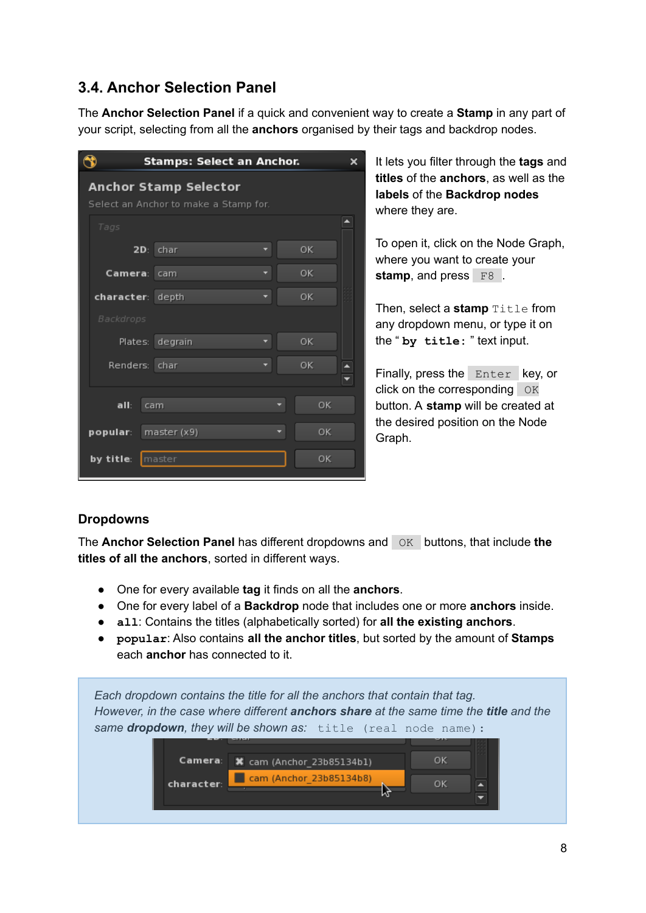## 3.4. Anchor Selection Panel

The **Anchor Selection Panel** if a quick and convenient way to create a **Stamp** in any part of your script, selecting from all the **anchors** organised by their tags and backdrop nodes.

It lets you filter through the **tags** and **titles** of the **anchors**, as well as the **labels** of the **Backdrop nodes** where they are.

To open it, click on the Node Graph, where you want to create your **stamp**, and press `F8`.

Then, select a **stamp** `Title` from any dropdown menu, or type it on the "**`by title:`**" text input.

Finally, press the `Enter` key, or click on the corresponding `OK` button. A **stamp** will be created at the desired position on the Node Graph.

### Dropdowns

The **Anchor Selection Panel** has different dropdowns and `OK` buttons, that include **the titles of all the anchors**, sorted in different ways.

- One for every available **tag** it finds on all the **anchors**.
- One for every label of a **Backdrop** node that includes one or more **anchors** inside.
- **`all`**: Contains the titles (alphabetically sorted) for **all the existing anchors**.
- **`popular`**: Also contains **all the anchor titles**, but sorted by the amount of **Stamps** each **anchor** has connected to it.

> *Each dropdown contains the title for all the anchors that contain that tag. However, in the case where different **anchors share** at the same time the **title** and the same **dropdown**, they will be shown as:* `title (real node name):`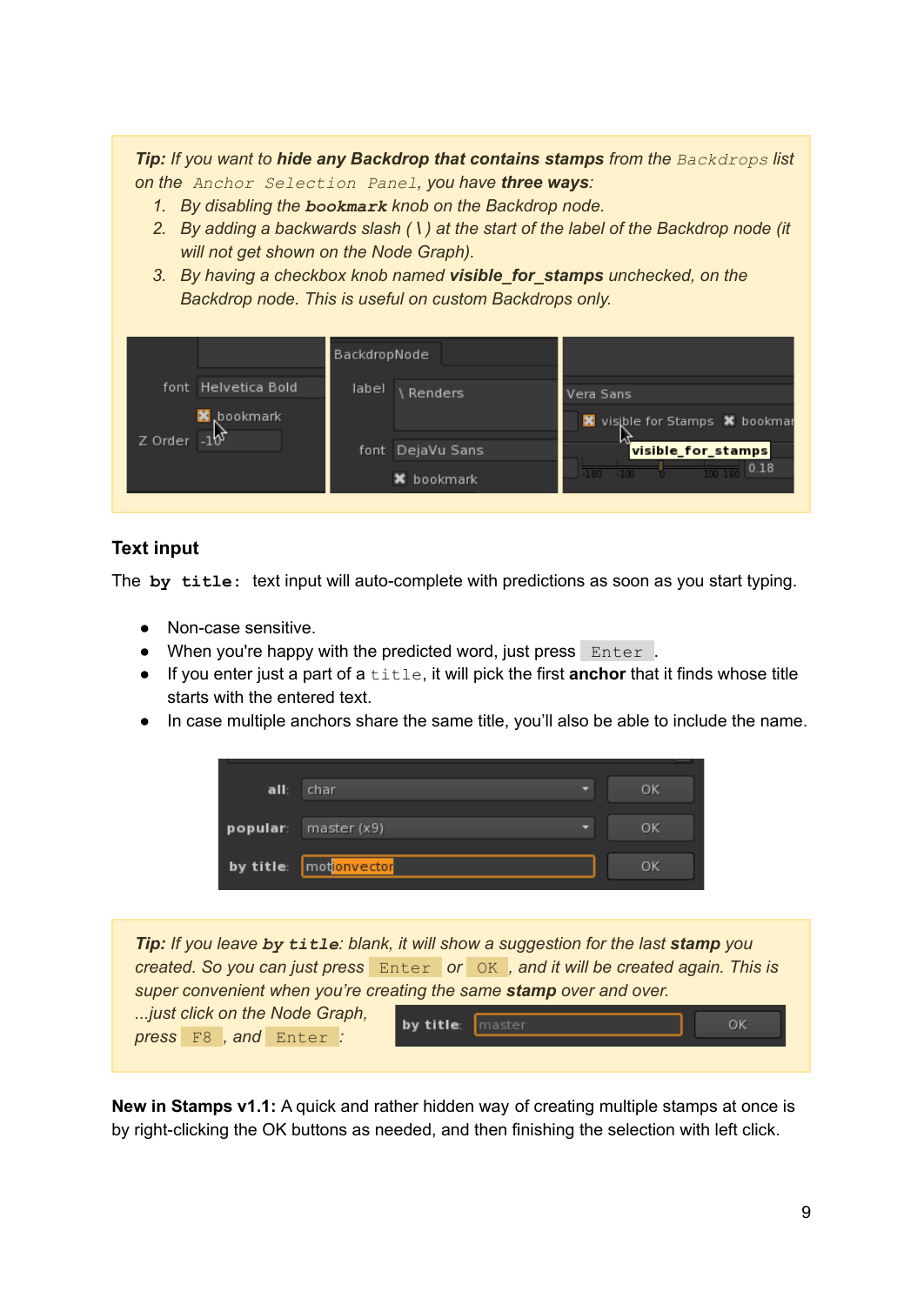*Tip:* If you want to **hide any Backdrop that contains stamps** from the `Backdrops` list on the `Anchor Selection Panel`, you have **three ways**:

1. By disabling the **`bookmark`** knob on the Backdrop node.
2. By adding a backwards slash ( **\\** ) at the start of the label of the Backdrop node (it will not get shown on the Node Graph).
3. By having a checkbox knob named **visible_for_stamps** unchecked, on the Backdrop node. This is useful on custom Backdrops only.

## Text input

The **`by title:`** text input will auto-complete with predictions as soon as you start typing.

- Non-case sensitive.
- When you're happy with the predicted word, just press `Enter`.
- If you enter just a part of a `title`, it will pick the first **anchor** that it finds whose title starts with the entered text.
- In case multiple anchors share the same title, you'll also be able to include the name.

*Tip:* If you leave **`by title`**: blank, it will show a suggestion for the last **stamp** you created. So you can just press `Enter` or `OK`, and it will be created again. This is super convenient when you're creating the same **stamp** over and over.
...just click on the Node Graph, press `F8`, and `Enter`:

**New in Stamps v1.1:** A quick and rather hidden way of creating multiple stamps at once is by right-clicking the OK buttons as needed, and then finishing the selection with left click.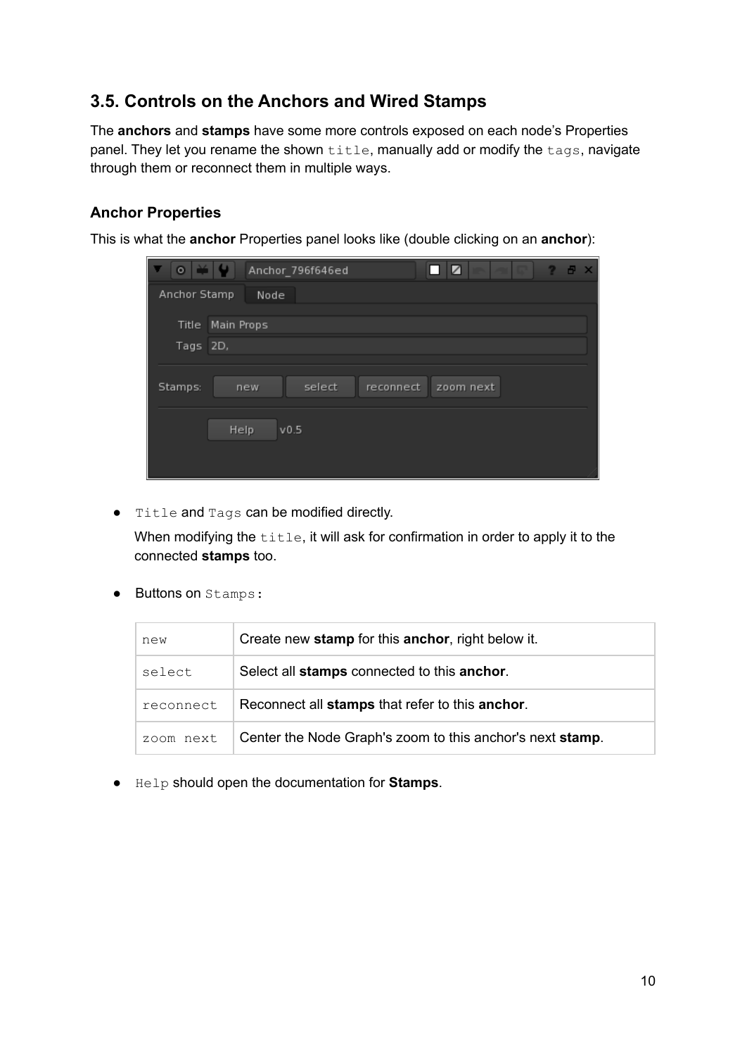## 3.5. Controls on the Anchors and Wired Stamps

The **anchors** and **stamps** have some more controls exposed on each node's Properties panel. They let you rename the shown `title`, manually add or modify the `tags`, navigate through them or reconnect them in multiple ways.

### Anchor Properties

This is what the **anchor** Properties panel looks like (double clicking on an **anchor**):

- `Title` and `Tags` can be modified directly.

  When modifying the `title`, it will ask for confirmation in order to apply it to the connected **stamps** too.

- Buttons on `Stamps:`

| | |
|---|---|
| `new` | Create new **stamp** for this **anchor**, right below it. |
| `select` | Select all **stamps** connected to this **anchor**. |
| `reconnect` | Reconnect all **stamps** that refer to this **anchor**. |
| `zoom next` | Center the Node Graph's zoom to this anchor's next **stamp**. |

- `Help` should open the documentation for **Stamps**.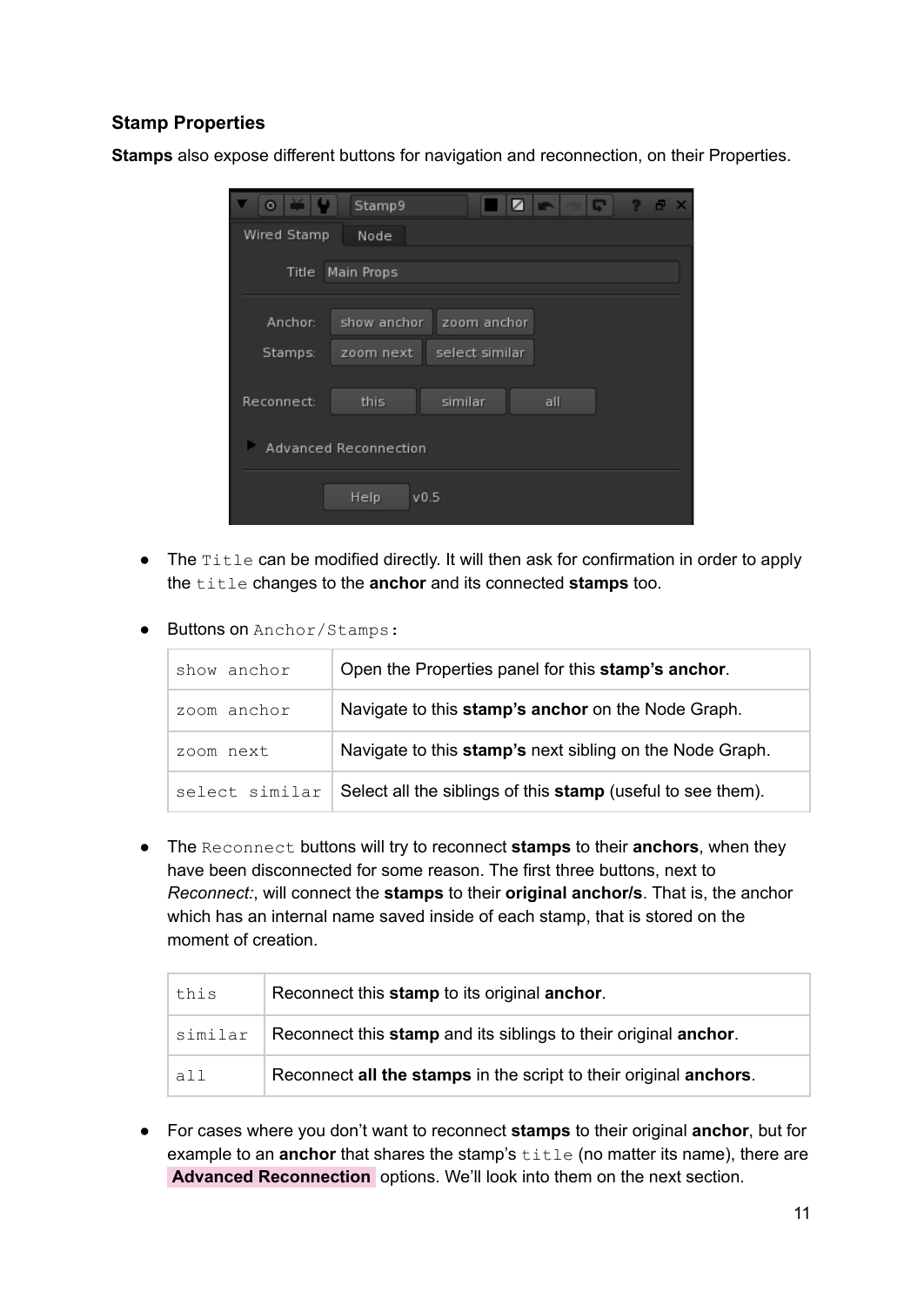### Stamp Properties

**Stamps** also expose different buttons for navigation and reconnection, on their Properties.

- The `Title` can be modified directly. It will then ask for confirmation in order to apply the `title` changes to the **anchor** and its connected **stamps** too.

- Buttons on `Anchor/Stamps:`

| | |
|---|---|
| `show anchor` | Open the Properties panel for this **stamp's anchor**. |
| `zoom anchor` | Navigate to this **stamp's anchor** on the Node Graph. |
| `zoom next` | Navigate to this **stamp's** next sibling on the Node Graph. |
| `select similar` | Select all the siblings of this **stamp** (useful to see them). |

- The `Reconnect` buttons will try to reconnect **stamps** to their **anchors**, when they have been disconnected for some reason. The first three buttons, next to *Reconnect:*, will connect the **stamps** to their **original anchor/s**. That is, the anchor which has an internal name saved inside of each stamp, that is stored on the moment of creation.

| | |
|---|---|
| `this` | Reconnect this **stamp** to its original **anchor**. |
| `similar` | Reconnect this **stamp** and its siblings to their original **anchor**. |
| `all` | Reconnect **all the stamps** in the script to their original **anchors**. |

- For cases where you don't want to reconnect **stamps** to their original **anchor**, but for example to an **anchor** that shares the stamp's `title` (no matter its name), there are **Advanced Reconnection** options. We'll look into them on the next section.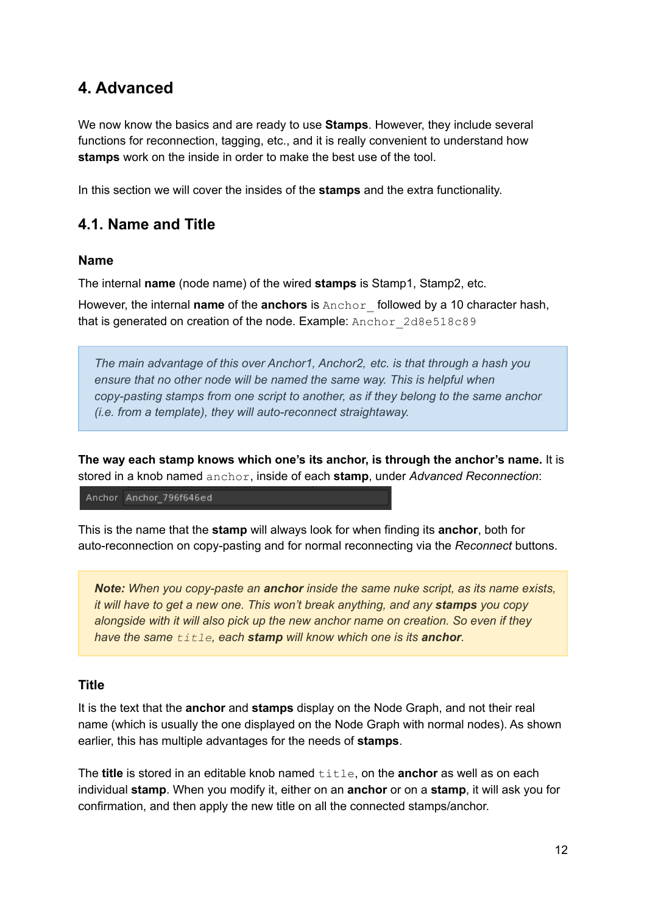# 4. Advanced

We now know the basics and are ready to use **Stamps**. However, they include several functions for reconnection, tagging, etc., and it is really convenient to understand how **stamps** work on the inside in order to make the best use of the tool.

In this section we will cover the insides of the **stamps** and the extra functionality.

## 4.1. Name and Title

### Name

The internal **name** (node name) of the wired **stamps** is Stamp1, Stamp2, etc.

However, the internal **name** of the **anchors** is `Anchor_` followed by a 10 character hash, that is generated on creation of the node. Example: `Anchor_2d8e518c89`

> *The main advantage of this over Anchor1, Anchor2, etc. is that through a hash you ensure that no other node will be named the same way. This is helpful when copy-pasting stamps from one script to another, as if they belong to the same anchor (i.e. from a template), they will auto-reconnect straightaway.*

**The way each stamp knows which one's its anchor, is through the anchor's name.** It is stored in a knob named `anchor`, inside of each **stamp**, under *Advanced Reconnection*:

Anchor Anchor_796f646ed

This is the name that the **stamp** will always look for when finding its **anchor**, both for auto-reconnection on copy-pasting and for normal reconnecting via the *Reconnect* buttons.

> ***Note:*** *When you copy-paste an **anchor** inside the same nuke script, as its name exists, it will have to get a new one. This won't break anything, and any **stamps** you copy alongside with it will also pick up the new anchor name on creation. So even if they have the same `title`, each **stamp** will know which one is its **anchor**.*

### Title

It is the text that the **anchor** and **stamps** display on the Node Graph, and not their real name (which is usually the one displayed on the Node Graph with normal nodes). As shown earlier, this has multiple advantages for the needs of **stamps**.

The **title** is stored in an editable knob named `title`, on the **anchor** as well as on each individual **stamp**. When you modify it, either on an **anchor** or on a **stamp**, it will ask you for confirmation, and then apply the new title on all the connected stamps/anchor.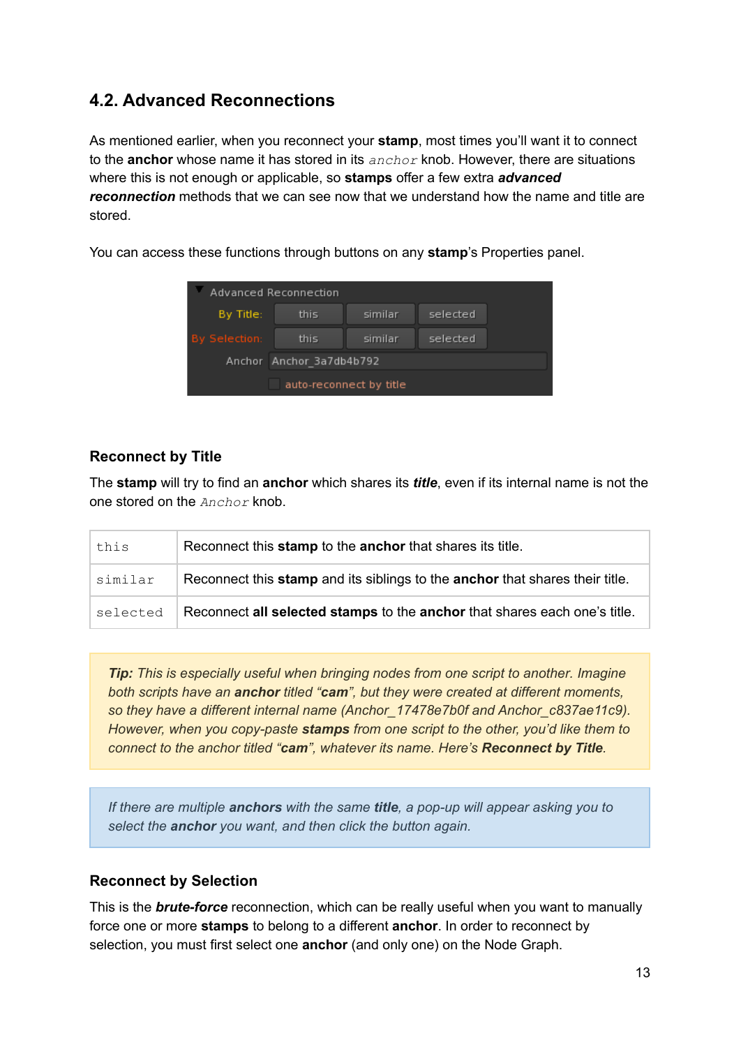## 4.2. Advanced Reconnections

As mentioned earlier, when you reconnect your **stamp**, most times you'll want it to connect to the **anchor** whose name it has stored in its `anchor` knob. However, there are situations where this is not enough or applicable, so **stamps** offer a few extra ***advanced reconnection*** methods that we can see now that we understand how the name and title are stored.

You can access these functions through buttons on any **stamp**'s Properties panel.

### Reconnect by Title

The **stamp** will try to find an **anchor** which shares its ***title***, even if its internal name is not the one stored on the `Anchor` knob.

| | |
|---|---|
| `this` | Reconnect this **stamp** to the **anchor** that shares its title. |
| `similar` | Reconnect this **stamp** and its siblings to the **anchor** that shares their title. |
| `selected` | Reconnect **all selected stamps** to the **anchor** that shares each one's title. |

> ***Tip:*** *This is especially useful when bringing nodes from one script to another. Imagine both scripts have an* ***anchor*** *titled "**cam**", but they were created at different moments, so they have a different internal name (Anchor_17478e7b0f and Anchor_c837ae11c9). However, when you copy-paste* ***stamps*** *from one script to the other, you'd like them to connect to the anchor titled "**cam**", whatever its name. Here's* ***Reconnect by Title****.*

> *If there are multiple* ***anchors*** *with the same* ***title****, a pop-up will appear asking you to select the* ***anchor*** *you want, and then click the button again.*

### Reconnect by Selection

This is the ***brute-force*** reconnection, which can be really useful when you want to manually force one or more **stamps** to belong to a different **anchor**. In order to reconnect by selection, you must first select one **anchor** (and only one) on the Node Graph.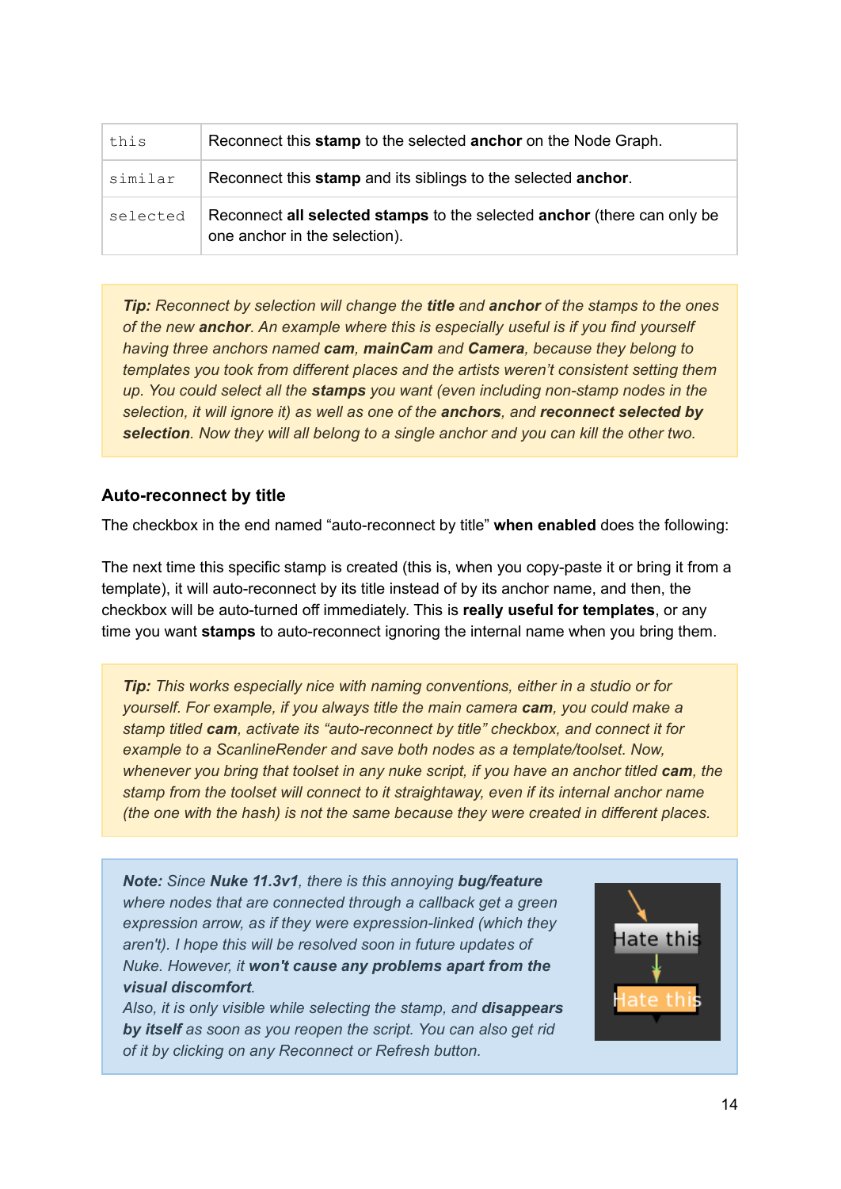| | |
|---|---|
| `this` | Reconnect this **stamp** to the selected **anchor** on the Node Graph. |
| `similar` | Reconnect this **stamp** and its siblings to the selected **anchor**. |
| `selected` | Reconnect **all selected stamps** to the selected **anchor** (there can only be one anchor in the selection). |

> ***Tip:*** *Reconnect by selection will change the **title** and **anchor** of the stamps to the ones of the new **anchor**. An example where this is especially useful is if you find yourself having three anchors named **cam**, **mainCam** and **Camera**, because they belong to templates you took from different places and the artists weren't consistent setting them up. You could select all the **stamps** you want (even including non-stamp nodes in the selection, it will ignore it) as well as one of the **anchors**, and **reconnect selected by selection**. Now they will all belong to a single anchor and you can kill the other two.*

### Auto-reconnect by title

The checkbox in the end named "auto-reconnect by title" **when enabled** does the following:

The next time this specific stamp is created (this is, when you copy-paste it or bring it from a template), it will auto-reconnect by its title instead of by its anchor name, and then, the checkbox will be auto-turned off immediately. This is **really useful for templates**, or any time you want **stamps** to auto-reconnect ignoring the internal name when you bring them.

> ***Tip:*** *This works especially nice with naming conventions, either in a studio or for yourself. For example, if you always title the main camera **cam**, you could make a stamp titled **cam**, activate its "auto-reconnect by title" checkbox, and connect it for example to a ScanlineRender and save both nodes as a template/toolset. Now, whenever you bring that toolset in any nuke script, if you have an anchor titled **cam**, the stamp from the toolset will connect to it straightaway, even if its internal anchor name (the one with the hash) is not the same because they were created in different places.*

> ***Note:*** *Since **Nuke 11.3v1**, there is this annoying **bug/feature** where nodes that are connected through a callback get a green expression arrow, as if they were expression-linked (which they aren't). I hope this will be resolved soon in future updates of Nuke. However, it **won't cause any problems apart from the visual discomfort**.*
> *Also, it is only visible while selecting the stamp, and **disappears by itself** as soon as you reopen the script. You can also get rid of it by clicking on any Reconnect or Refresh button.*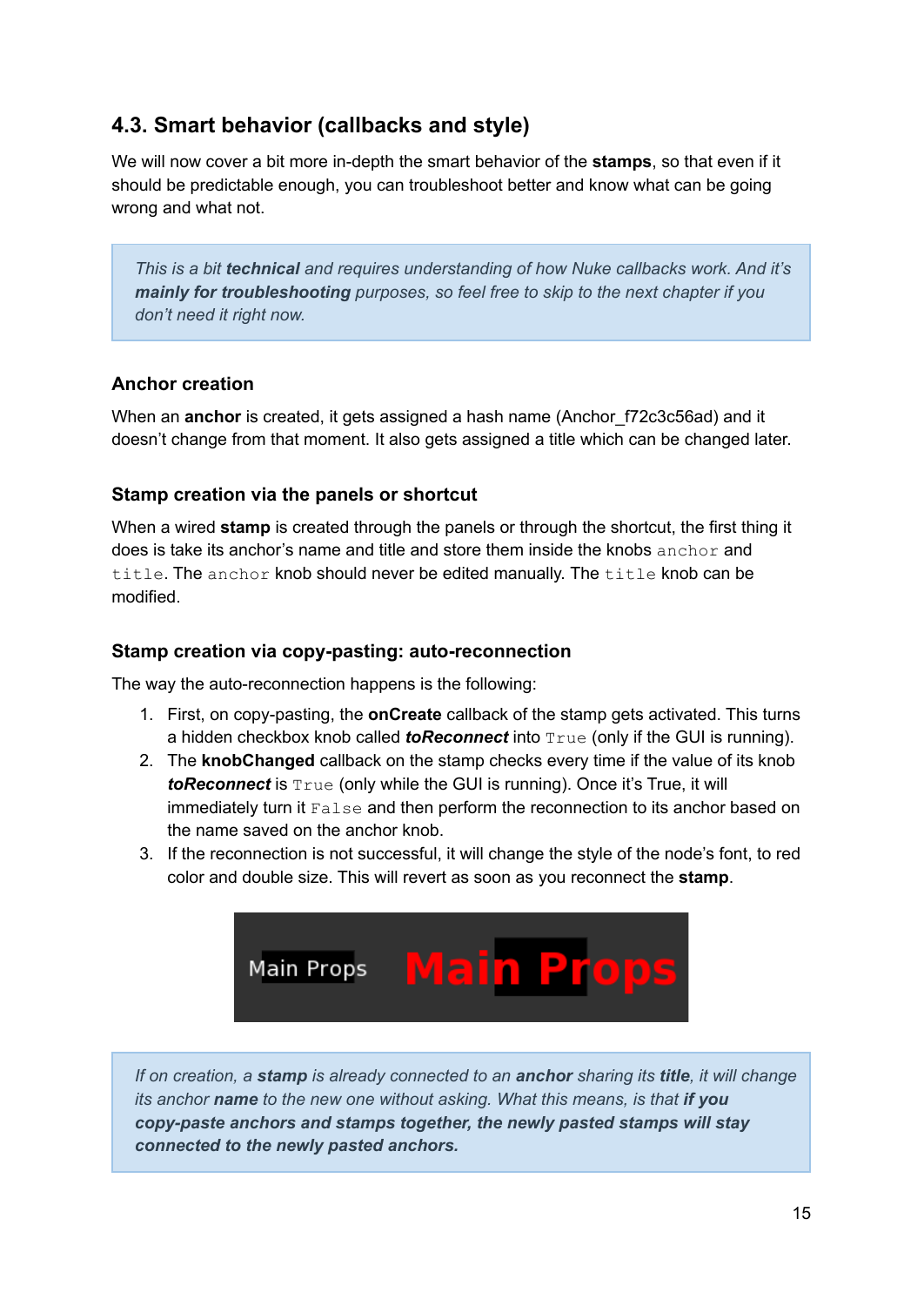## 4.3. Smart behavior (callbacks and style)

We will now cover a bit more in-depth the smart behavior of the **stamps**, so that even if it should be predictable enough, you can troubleshoot better and know what can be going wrong and what not.

> *This is a bit **technical** and requires understanding of how Nuke callbacks work. And it's **mainly for troubleshooting** purposes, so feel free to skip to the next chapter if you don't need it right now.*

### Anchor creation

When an **anchor** is created, it gets assigned a hash name (Anchor_f72c3c56ad) and it doesn't change from that moment. It also gets assigned a title which can be changed later.

### Stamp creation via the panels or shortcut

When a wired **stamp** is created through the panels or through the shortcut, the first thing it does is take its anchor's name and title and store them inside the knobs `anchor` and `title`. The `anchor` knob should never be edited manually. The `title` knob can be modified.

### Stamp creation via copy-pasting: auto-reconnection

The way the auto-reconnection happens is the following:

1. First, on copy-pasting, the **onCreate** callback of the stamp gets activated. This turns a hidden checkbox knob called ***toReconnect*** into `True` (only if the GUI is running).
2. The **knobChanged** callback on the stamp checks every time if the value of its knob ***toReconnect*** is `True` (only while the GUI is running). Once it's True, it will immediately turn it `False` and then perform the reconnection to its anchor based on the name saved on the anchor knob.
3. If the reconnection is not successful, it will change the style of the node's font, to red color and double size. This will revert as soon as you reconnect the **stamp**.

> *If on creation, a **stamp** is already connected to an **anchor** sharing its **title**, it will change its anchor **name** to the new one without asking. What this means, is that **if you copy-paste anchors and stamps together, the newly pasted stamps will stay connected to the newly pasted anchors.***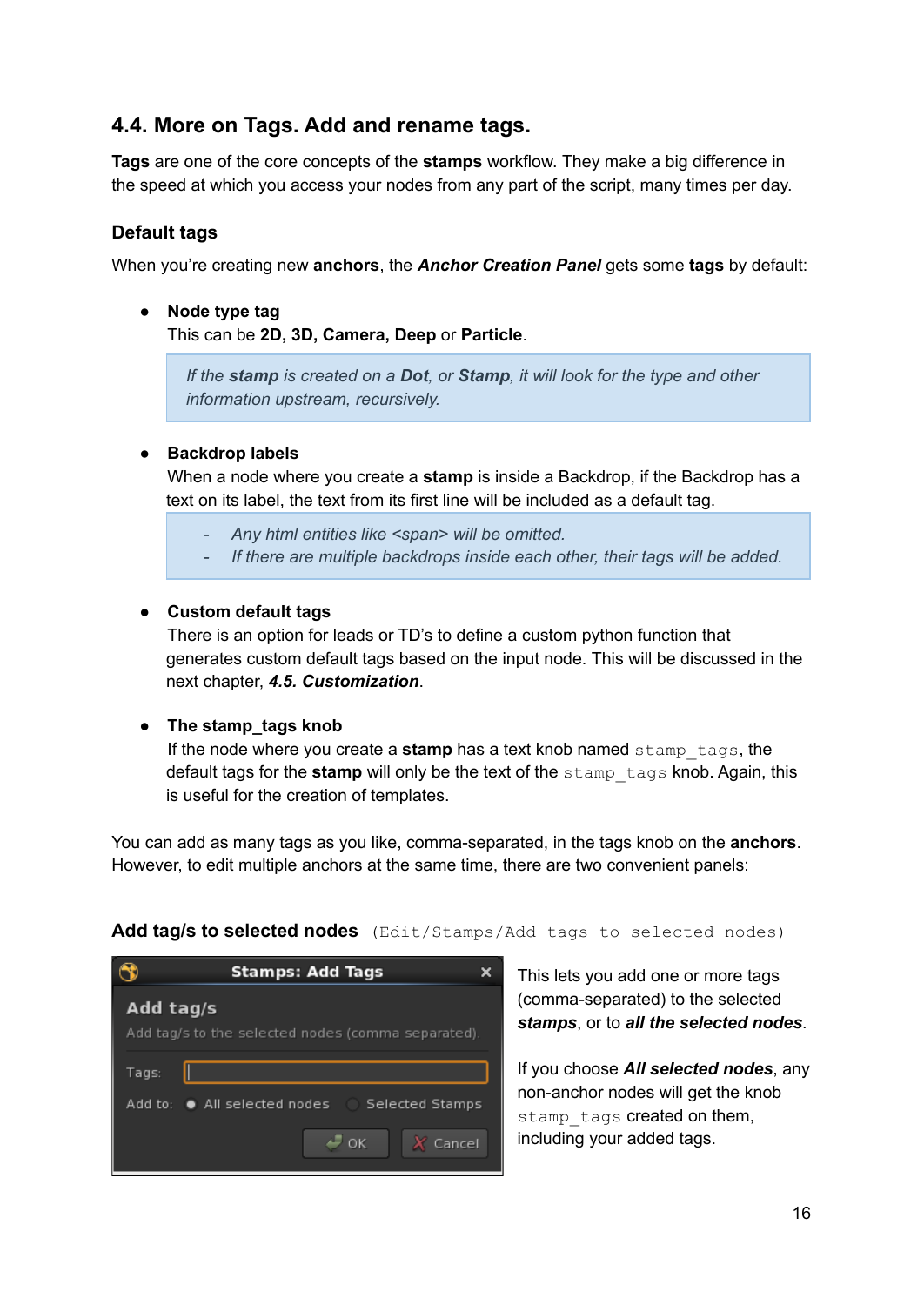## 4.4. More on Tags. Add and rename tags.

**Tags** are one of the core concepts of the **stamps** workflow. They make a big difference in the speed at which you access your nodes from any part of the script, many times per day.

### Default tags

When you're creating new **anchors**, the ***Anchor Creation Panel*** gets some **tags** by default:

- **Node type tag**
  This can be **2D, 3D, Camera, Deep** or **Particle**.

  > *If the **stamp** is created on a **Dot**, or **Stamp**, it will look for the type and other information upstream, recursively.*

- **Backdrop labels**
  When a node where you create a **stamp** is inside a Backdrop, if the Backdrop has a text on its label, the text from its first line will be included as a default tag.

  > - *Any html entities like <span> will be omitted.*
  > - *If there are multiple backdrops inside each other, their tags will be added.*

- **Custom default tags**
  There is an option for leads or TD's to define a custom python function that generates custom default tags based on the input node. This will be discussed in the next chapter, ***4.5. Customization***.

- **The stamp_tags knob**
  If the node where you create a **stamp** has a text knob named `stamp_tags`, the default tags for the **stamp** will only be the text of the `stamp_tags` knob. Again, this is useful for the creation of templates.

You can add as many tags as you like, comma-separated, in the tags knob on the **anchors**. However, to edit multiple anchors at the same time, there are two convenient panels:

### Add tag/s to selected nodes `(Edit/Stamps/Add tags to selected nodes)`

This lets you add one or more tags (comma-separated) to the selected ***stamps***, or to ***all the selected nodes***.

If you choose ***All selected nodes***, any non-anchor nodes will get the knob `stamp_tags` created on them, including your added tags.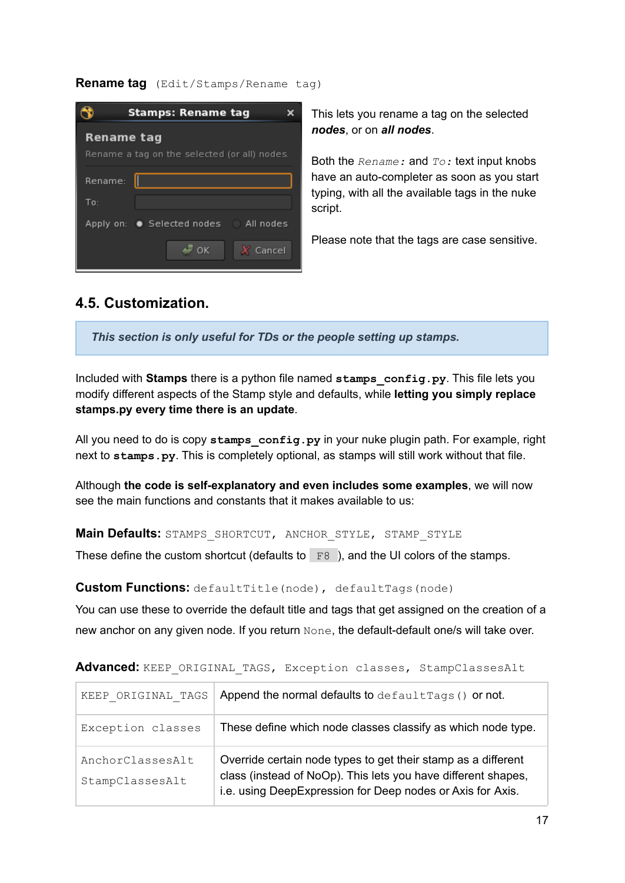**Rename tag** `(Edit/Stamps/Rename tag)`

This lets you rename a tag on the selected ***nodes***, or on ***all nodes***.

Both the *`Rename:`* and *`To:`* text input knobs have an auto-completer as soon as you start typing, with all the available tags in the nuke script.

Please note that the tags are case sensitive.

## 4.5. Customization.

> ***This section is only useful for TDs or the people setting up stamps.***

Included with **Stamps** there is a python file named **`stamps_config.py`**. This file lets you modify different aspects of the Stamp style and defaults, while **letting you simply replace stamps.py every time there is an update**.

All you need to do is copy **`stamps_config.py`** in your nuke plugin path. For example, right next to **`stamps.py`**. This is completely optional, as stamps will still work without that file.

Although **the code is self-explanatory and even includes some examples**, we will now see the main functions and constants that it makes available to us:

**Main Defaults:** `STAMPS_SHORTCUT, ANCHOR_STYLE, STAMP_STYLE`

These define the custom shortcut (defaults to `F8`), and the UI colors of the stamps.

**Custom Functions:** `defaultTitle(node), defaultTags(node)`

You can use these to override the default title and tags that get assigned on the creation of a new anchor on any given node. If you return `None`, the default-default one/s will take over.

**Advanced:** `KEEP_ORIGINAL_TAGS, Exception classes, StampClassesAlt`

| | |
|---|---|
| `KEEP_ORIGINAL_TAGS` | Append the normal defaults to `defaultTags()` or not. |
| `Exception classes` | These define which node classes classify as which node type. |
| `AnchorClassesAlt` `StampClassesAlt` | Override certain node types to get their stamp as a different class (instead of NoOp). This lets you have different shapes, i.e. using DeepExpression for Deep nodes or Axis for Axis. |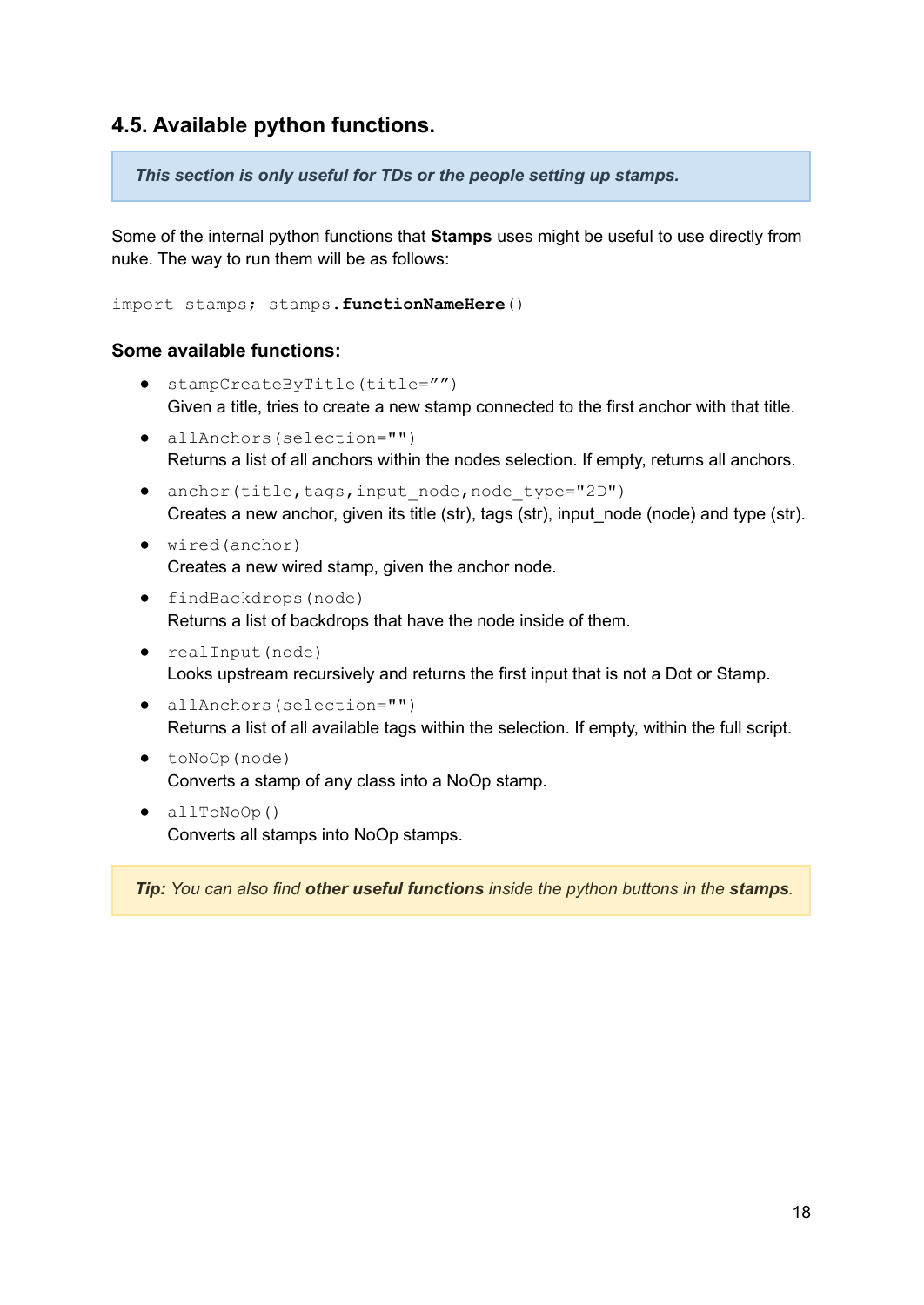## 4.5. Available python functions.

> ***This section is only useful for TDs or the people setting up stamps.***

Some of the internal python functions that **Stamps** uses might be useful to use directly from nuke. The way to run them will be as follows:

```
import stamps; stamps.functionNameHere()
```

### Some available functions:

- `stampCreateByTitle(title=””)`
  Given a title, tries to create a new stamp connected to the first anchor with that title.
- `allAnchors(selection="")`
  Returns a list of all anchors within the nodes selection. If empty, returns all anchors.
- `anchor(title,tags,input_node,node_type="2D")`
  Creates a new anchor, given its title (str), tags (str), input_node (node) and type (str).
- `wired(anchor)`
  Creates a new wired stamp, given the anchor node.
- `findBackdrops(node)`
  Returns a list of backdrops that have the node inside of them.
- `realInput(node)`
  Looks upstream recursively and returns the first input that is not a Dot or Stamp.
- `allAnchors(selection="")`
  Returns a list of all available tags within the selection. If empty, within the full script.
- `toNoOp(node)`
  Converts a stamp of any class into a NoOp stamp.
- `allToNoOp()`
  Converts all stamps into NoOp stamps.

> ***Tip:*** *You can also find **other useful functions** inside the python buttons in the **stamps**.*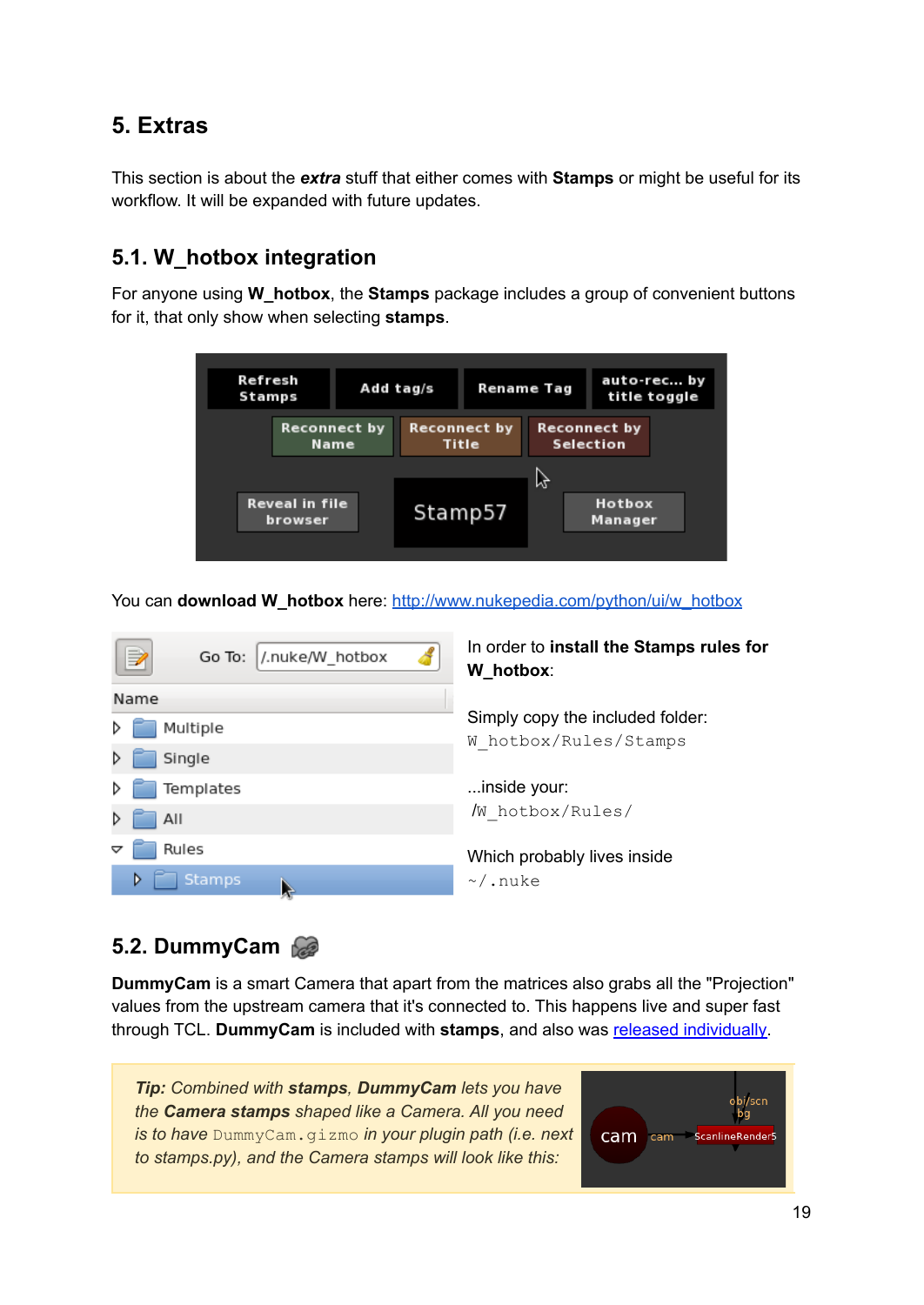# 5. Extras

This section is about the ***extra*** stuff that either comes with **Stamps** or might be useful for its workflow. It will be expanded with future updates.

## 5.1. W_hotbox integration

For anyone using **W_hotbox**, the **Stamps** package includes a group of convenient buttons for it, that only show when selecting **stamps**.

You can **download W_hotbox** here: [http://www.nukepedia.com/python/ui/w_hotbox](http://www.nukepedia.com/python/ui/w_hotbox)

In order to **install the Stamps rules for W_hotbox**:

Simply copy the included folder:
`W_hotbox/Rules/Stamps`

...inside your:
`/W_hotbox/Rules/`

Which probably lives inside
`~/.nuke`

## 5.2. DummyCam

**DummyCam** is a smart Camera that apart from the matrices also grabs all the "Projection" values from the upstream camera that it's connected to. This happens live and super fast through TCL. **DummyCam** is included with **stamps**, and also was released individually.

> ***Tip:*** *Combined with **stamps**, **DummyCam** lets you have the **Camera stamps** shaped like a Camera. All you need is to have* `DummyCam.gizmo` *in your plugin path (i.e. next to stamps.py), and the Camera stamps will look like this:*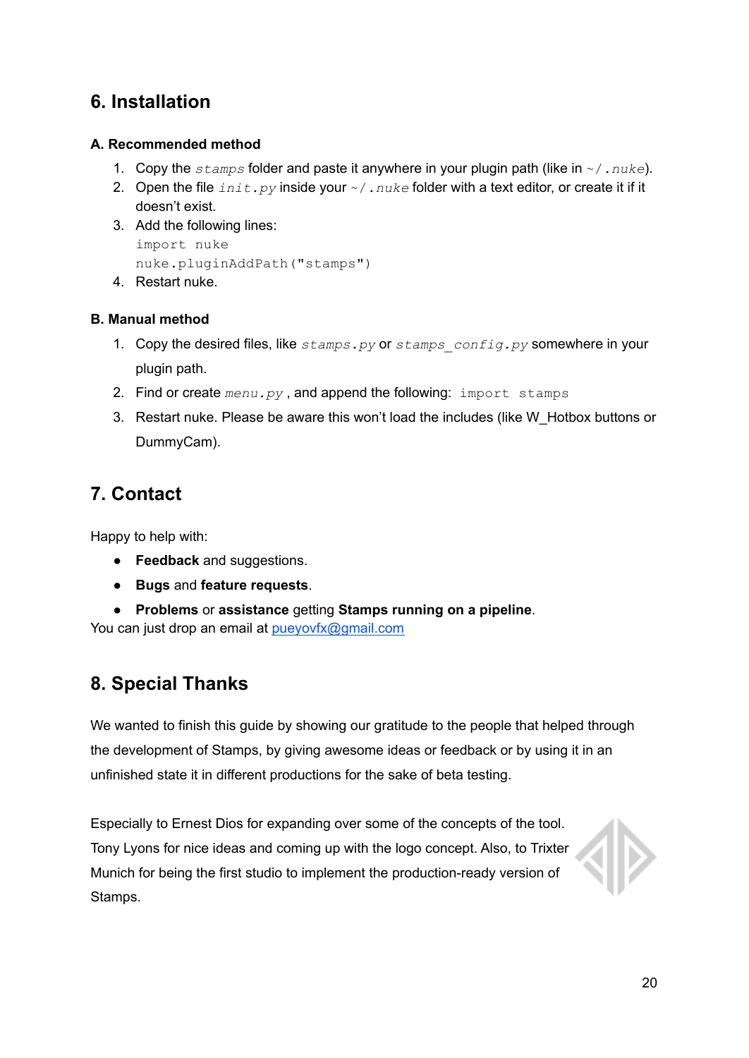## 6. Installation

### A. Recommended method

1. Copy the `stamps` folder and paste it anywhere in your plugin path (like in `~/.nuke`).
2. Open the file `init.py` inside your `~/.nuke` folder with a text editor, or create it if it doesn't exist.
3. Add the following lines:
   ```
   import nuke
   nuke.pluginAddPath("stamps")
   ```
4. Restart nuke.

### B. Manual method

1. Copy the desired files, like `stamps.py` or `stamps_config.py` somewhere in your plugin path.
2. Find or create `menu.py` , and append the following: `import stamps`
3. Restart nuke. Please be aware this won't load the includes (like W_Hotbox buttons or DummyCam).

## 7. Contact

Happy to help with:

- **Feedback** and suggestions.
- **Bugs** and **feature requests**.
- **Problems** or **assistance** getting **Stamps running on a pipeline**.

You can just drop an email at pueyovfx@gmail.com

## 8. Special Thanks

We wanted to finish this guide by showing our gratitude to the people that helped through the development of Stamps, by giving awesome ideas or feedback or by using it in an unfinished state it in different productions for the sake of beta testing.

Especially to Ernest Dios for expanding over some of the concepts of the tool. Tony Lyons for nice ideas and coming up with the logo concept. Also, to Trixter Munich for being the first studio to implement the production-ready version of Stamps.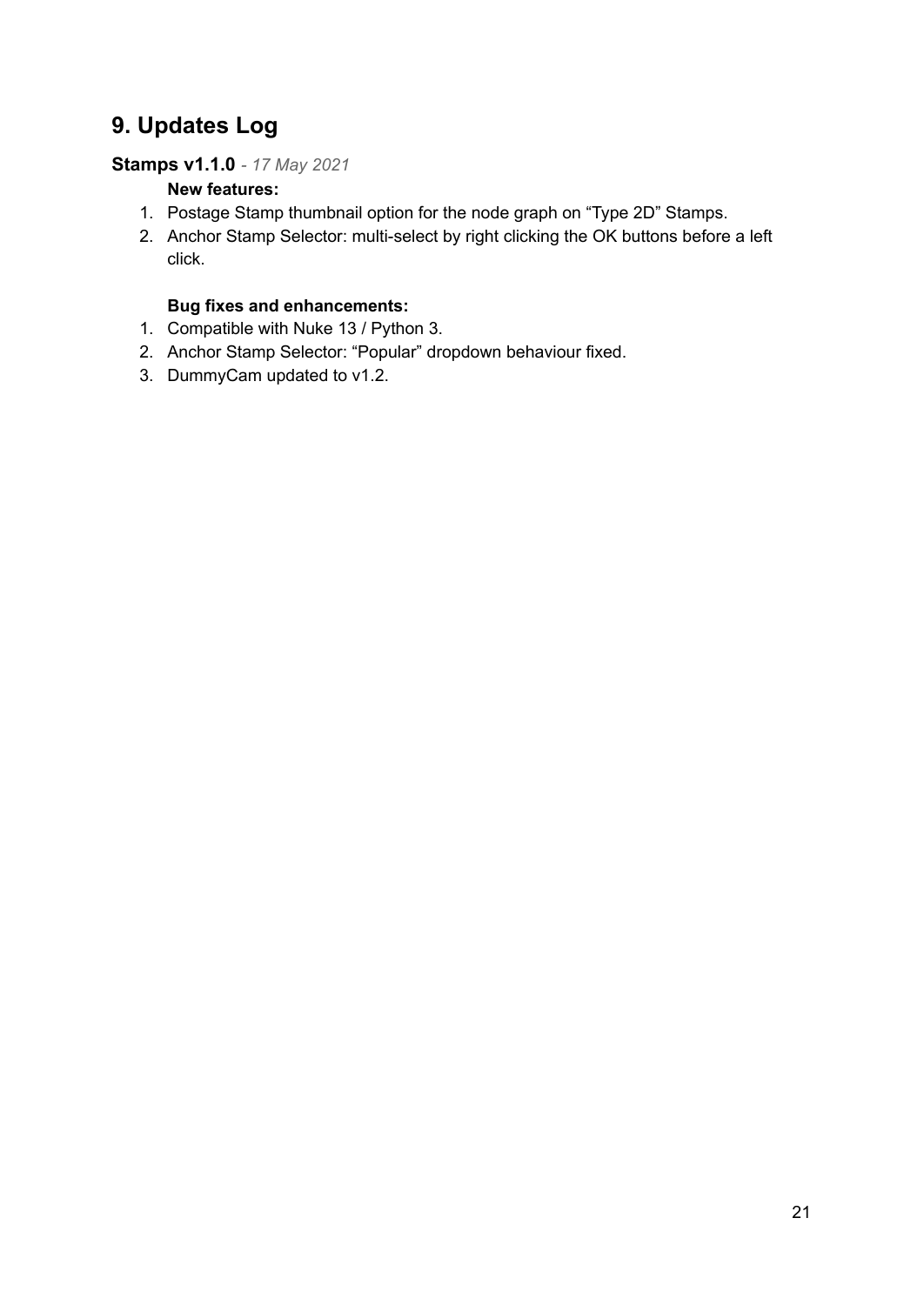## 9. Updates Log

### **Stamps v1.1.0** *- 17 May 2021*

**New features:**

1. Postage Stamp thumbnail option for the node graph on “Type 2D” Stamps.
2. Anchor Stamp Selector: multi-select by right clicking the OK buttons before a left click.

**Bug fixes and enhancements:**

1. Compatible with Nuke 13 / Python 3.
2. Anchor Stamp Selector: “Popular” dropdown behaviour fixed.
3. DummyCam updated to v1.2.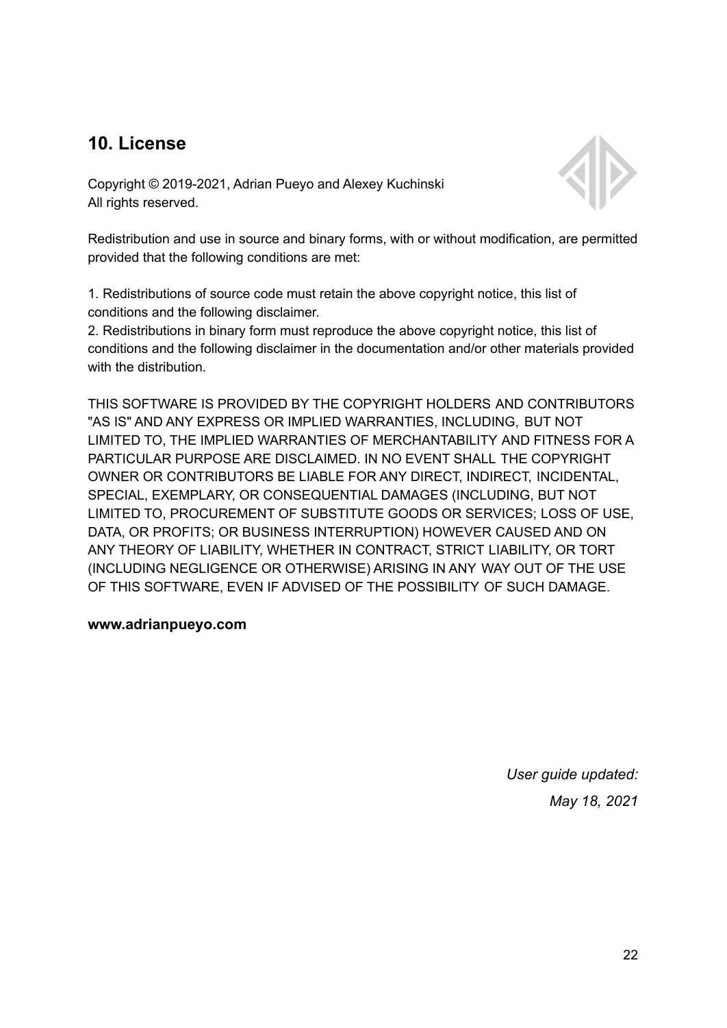## 10. License

Copyright © 2019-2021, Adrian Pueyo and Alexey Kuchinski
All rights reserved.

Redistribution and use in source and binary forms, with or without modification, are permitted provided that the following conditions are met:

1. Redistributions of source code must retain the above copyright notice, this list of conditions and the following disclaimer.
2. Redistributions in binary form must reproduce the above copyright notice, this list of conditions and the following disclaimer in the documentation and/or other materials provided with the distribution.

THIS SOFTWARE IS PROVIDED BY THE COPYRIGHT HOLDERS AND CONTRIBUTORS "AS IS" AND ANY EXPRESS OR IMPLIED WARRANTIES, INCLUDING, BUT NOT LIMITED TO, THE IMPLIED WARRANTIES OF MERCHANTABILITY AND FITNESS FOR A PARTICULAR PURPOSE ARE DISCLAIMED. IN NO EVENT SHALL THE COPYRIGHT OWNER OR CONTRIBUTORS BE LIABLE FOR ANY DIRECT, INDIRECT, INCIDENTAL, SPECIAL, EXEMPLARY, OR CONSEQUENTIAL DAMAGES (INCLUDING, BUT NOT LIMITED TO, PROCUREMENT OF SUBSTITUTE GOODS OR SERVICES; LOSS OF USE, DATA, OR PROFITS; OR BUSINESS INTERRUPTION) HOWEVER CAUSED AND ON ANY THEORY OF LIABILITY, WHETHER IN CONTRACT, STRICT LIABILITY, OR TORT (INCLUDING NEGLIGENCE OR OTHERWISE) ARISING IN ANY WAY OUT OF THE USE OF THIS SOFTWARE, EVEN IF ADVISED OF THE POSSIBILITY OF SUCH DAMAGE.

**www.adrianpueyo.com**

*User guide updated:*
*May 18, 2021*